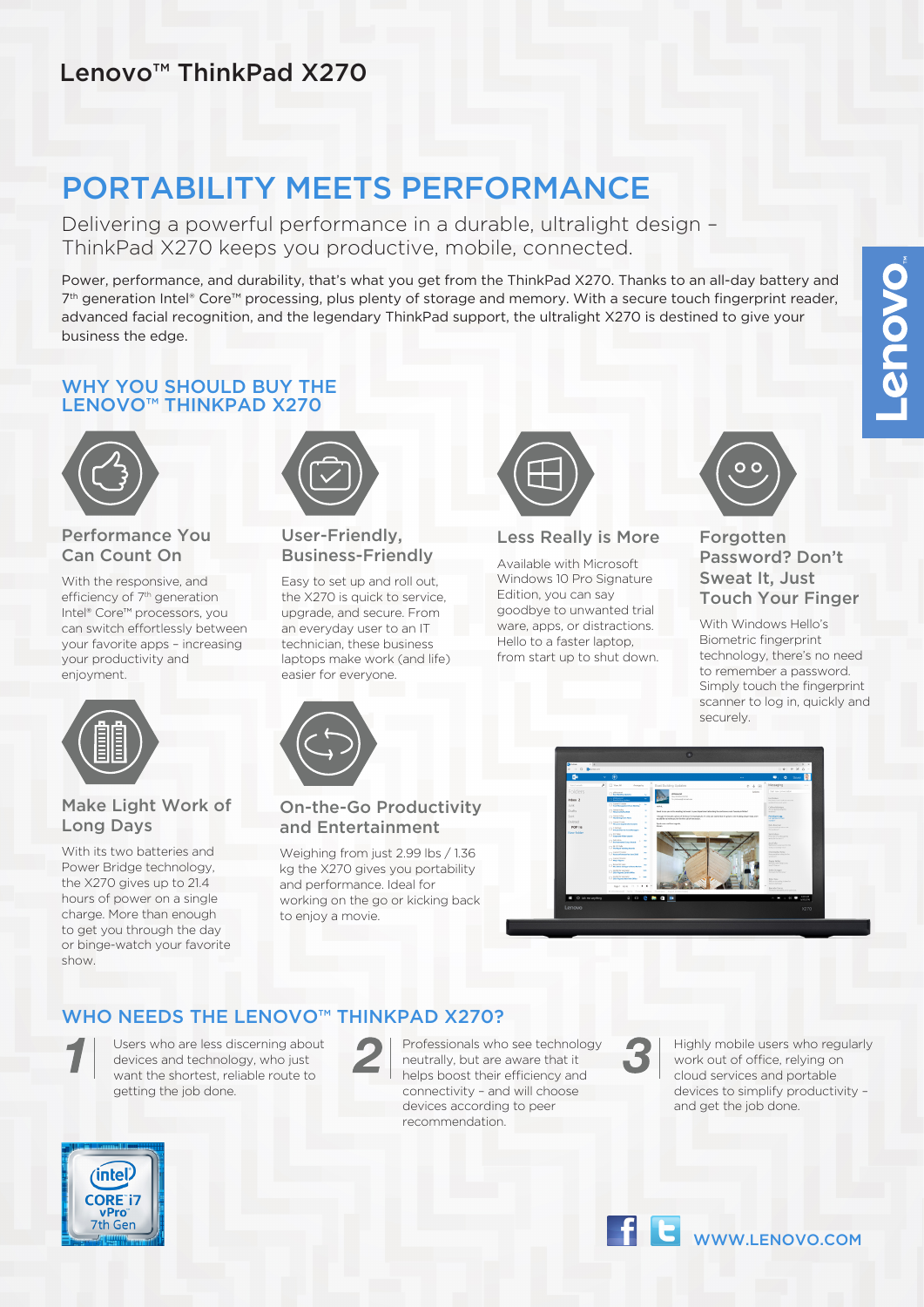# Lenovo™ ThinkPad X270

## PORTABILITY MEETS PERFORMANCE

Delivering a powerful performance in a durable, ultralight design – ThinkPad X270 keeps you productive, mobile, connected.

Power, performance, and durability, that's what you get from the ThinkPad X270. Thanks to an all-day battery and 7th generation Intel® Core™ processing, plus plenty of storage and memory. With a secure touch fingerprint reader, advanced facial recognition, and the legendary ThinkPad support, the ultralight X270 is destined to give your business the edge.

## WHY YOU SHOULD BUY THE LENOVO™ THINKPAD X270

### Performance You Can Count On

With the responsive, and efficiency of 7th generation Intel® Core™ processors, you can switch effortlessly between your favorite apps – increasing your productivity and enjoyment.

### User-Friendly, Business-Friendly

Easy to set up and roll out, the X270 is quick to service, upgrade, and secure. From an everyday user to an IT technician, these business laptops make work (and life) easier for everyone.

### Less Really is More

Available with Microsoft Windows 10 Pro Signature Edition, you can say goodbye to unwanted trial ware, apps, or distractions. Hello to a faster laptop, from start up to shut down.

### Forgotten Password? Don't Sweat It, Just Touch Your Finger

With Windows Hello's Biometric fingerprint technology, there's no need to remember a password. Simply touch the fingerprint scanner to log in, quickly and securely.

### Make Light Work of Long Days

With its two batteries and Power Bridge technology, the X270 gives up to 21.4 hours of power on a single charge. More than enough to get you through the day or binge-watch your favorite show.

### On-the-Go Productivity and Entertainment

Weighing from just 2.99 lbs / 1.36 kg the X270 gives you portability and performance. Ideal for working on the go or kicking back to enjoy a movie.

## WHO NEEDS THE LENOVO™ THINKPAD X270?

1. Users who are less discerning about devices and technology, who just want the shortest, reliable route to getting the job done.
2. Professionals who see technology neutrally, but are aware that it helps boost their efficiency and connectivity – and will choose devices according to peer recommendation.
3. Highly mobile users who regularly work out of office, relying on cloud services and portable devices to simplify productivity – and get the job done.

WWW.LENOVO.COM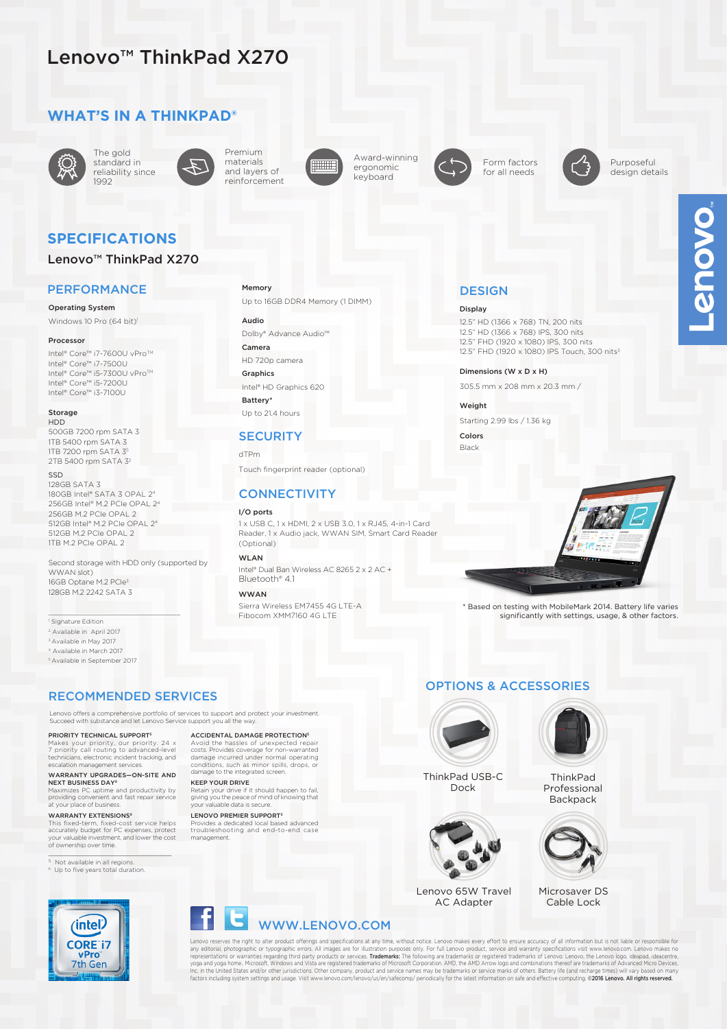# Lenovo™ ThinkPad X270

## WHAT'S IN A THINKPAD®

The gold standard in reliability since 1992

Premium materials and layers of reinforcement

Award-winning ergonomic keyboard

Form factors for all needs

Purposeful design details

## SPECIFICATIONS

Lenovo™ ThinkPad X270

### PERFORMANCE

**Operating System**

Windows 10 Pro (64 bit)[1]

**Processor**

Intel® Core™ i7-7600U vPro™
Intel® Core™ i7-7500U
Intel® Core™ i5-7300U vPro™
Intel® Core™ i5-7200U
Intel® Core™ i3-7100U

**Storage**

HDD
500GB 7200 rpm SATA 3
1TB 5400 rpm SATA 3
1TB 7200 rpm SATA 3[5]
2TB 5400 rpm SATA 3[2]

SSD
128GB SATA 3
180GB Intel® SATA 3 OPAL 2[4]
256GB Intel® M.2 PCIe OPAL 2[4]
256GB M.2 PCIe OPAL 2
512GB Intel® M.2 PCIe OPAL 2[4]
512GB M.2 PCIe OPAL 2
1TB M.2 PCIe OPAL 2

Second storage with HDD only (supported by WWAN slot)
16GB Optane M.2 PCIe[3]
128GB M.2 2242 SATA 3

[1] Signature Edition
[2] Available in April 2017
[3] Available in May 2017
[4] Available in March 2017
[5] Available in September 2017

**Memory**

Up to 16GB DDR4 Memory (1 DIMM)

**Audio**

Dolby® Advance Audio™

**Camera**

HD 720p camera

**Graphics**

Intel® HD Graphics 620

**Battery***

Up to 21.4 hours

### SECURITY

dTPm

Touch fingerprint reader (optional)

### CONNECTIVITY

**I/O ports**

1 x USB C, 1 x HDMI, 2 x USB 3.0, 1 x RJ45, 4-in-1 Card Reader, 1 x Audio jack, WWAN SIM, Smart Card Reader (Optional)

**WLAN**

Intel® Dual Ban Wireless AC 8265 2 x 2 AC + Bluetooth® 4.1

**WWAN**

Sierra Wireless EM7455 4G LTE-A
Fibocom XMM7160 4G LTE

### DESIGN

**Display**

12.5" HD (1366 x 768) TN, 200 nits
12.5" HD (1366 x 768) IPS, 300 nits
12.5" FHD (1920 x 1080) IPS, 300 nits
12.5" FHD (1920 x 1080) IPS Touch, 300 nits[3]

**Dimensions (W x D x H)**

305.5 mm x 208 mm x 20.3 mm /

**Weight**

Starting 2.99 lbs / 1.36 kg

**Colors**

Black

\* Based on testing with MobileMark 2014. Battery life varies significantly with settings, usage, & other factors.

## RECOMMENDED SERVICES

Lenovo offers a comprehensive portfolio of services to support and protect your investment. Succeed with substance and let Lenovo Service support you all the way.

**PRIORITY TECHNICAL SUPPORT[5]**
Makes your priority, our priority. 24 x 7 priority call routing to advanced-level technicians, electronic incident tracking, and escalation management services.

**WARRANTY UPGRADES—ON-SITE AND NEXT BUSINESS DAY[6]**
Maximizes PC uptime and productivity by providing convenient and fast repair service at your place of business.

**WARRANTY EXTENSIONS[6]**
This fixed-term, fixed-cost service helps accurately budget for PC expenses, protect your valuable investment, and lower the cost of ownership over time.

**ACCIDENTAL DAMAGE PROTECTION[5]**
Avoid the hassles of unexpected repair costs. Provides coverage for non-warranted damage incurred under normal operating conditions, such as minor spills, drops, or damage to the integrated screen.

**KEEP YOUR DRIVE**
Retain your drive if it should happen to fail, giving you the peace of mind of knowing that your valuable data is secure.

**LENOVO PREMIER SUPPORT[5]**
Provides a dedicated local based advanced troubleshooting and end-to-end case management.

[5] Not available in all regions.
[6] Up to five years total duration.

## OPTIONS & ACCESSORIES

ThinkPad USB-C Dock

ThinkPad Professional Backpack

Lenovo 65W Travel AC Adapter

Microsaver DS Cable Lock

WWW.LENOVO.COM

Lenovo reserves the right to alter product offerings and specifications at any time, without notice. Lenovo makes every effort to ensure accuracy of all information but is not liable or responsible for any editorial, photographic or typographic errors. All images are for illustration purposes only. For full Lenovo product, service and warranty specifications visit www.lenovo.com. Lenovo makes no representations or warranties regarding third party products or services. **Trademarks:** The following are trademarks or registered trademarks of Lenovo: Lenovo, the Lenovo logo, ideapad, ideacentre, yoga and yoga home.. Microsoft, Windows and Vista are registered trademarks of Microsoft Corporation. AMD, the AMD Arrow logo and combinations thereof are trademarks of Advanced Micro Devices, Inc. in the United States and/or other jurisdictions. Other company, product and service names may be trademarks or service marks of others. Battery life (and recharge times) will vary based on many factors including system settings and usage. Visit www.lenovo.com/lenovo/us/en/safecomp/ periodically for the latest information on safe and effective computing. **©2016 Lenovo. All rights reserved.**